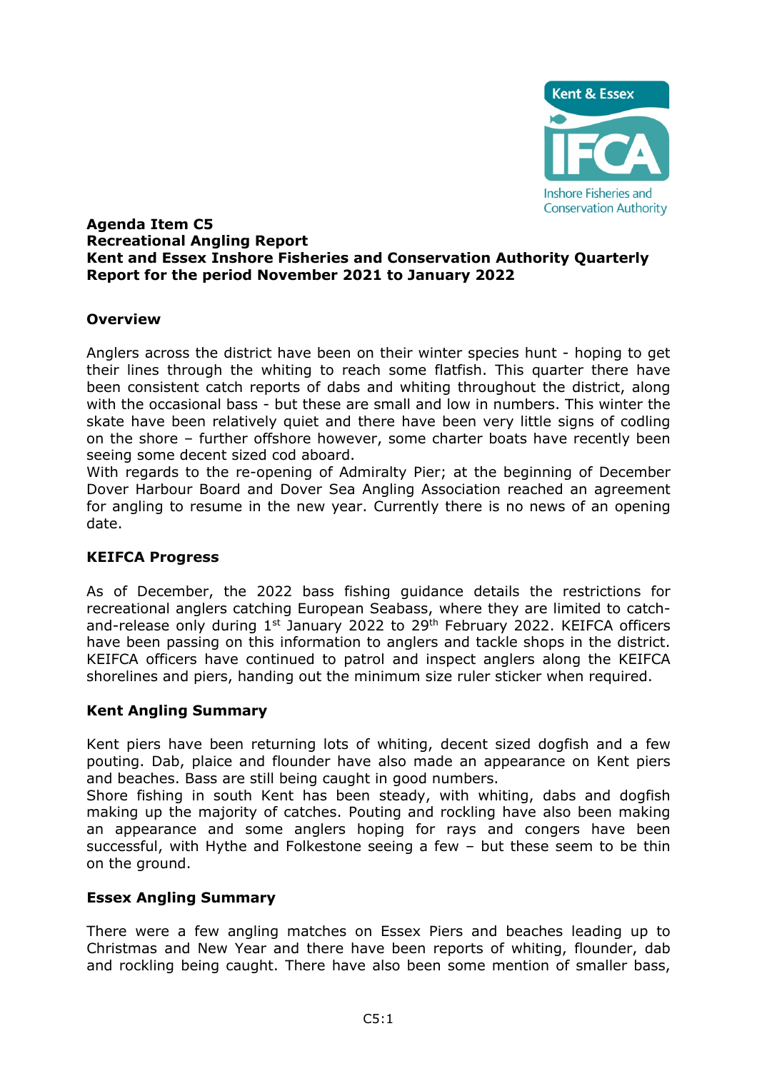**Agenda Item C5**
**Recreational Angling Report**
**Kent and Essex Inshore Fisheries and Conservation Authority Quarterly Report for the period November 2021 to January 2022**

## Overview

Anglers across the district have been on their winter species hunt - hoping to get their lines through the whiting to reach some flatfish. This quarter there have been consistent catch reports of dabs and whiting throughout the district, along with the occasional bass - but these are small and low in numbers. This winter the skate have been relatively quiet and there have been very little signs of codling on the shore – further offshore however, some charter boats have recently been seeing some decent sized cod aboard.

With regards to the re-opening of Admiralty Pier; at the beginning of December Dover Harbour Board and Dover Sea Angling Association reached an agreement for angling to resume in the new year. Currently there is no news of an opening date.

## KEIFCA Progress

As of December, the 2022 bass fishing guidance details the restrictions for recreational anglers catching European Seabass, where they are limited to catch-and-release only during 1st January 2022 to 29th February 2022. KEIFCA officers have been passing on this information to anglers and tackle shops in the district. KEIFCA officers have continued to patrol and inspect anglers along the KEIFCA shorelines and piers, handing out the minimum size ruler sticker when required.

## Kent Angling Summary

Kent piers have been returning lots of whiting, decent sized dogfish and a few pouting. Dab, plaice and flounder have also made an appearance on Kent piers and beaches. Bass are still being caught in good numbers.

Shore fishing in south Kent has been steady, with whiting, dabs and dogfish making up the majority of catches. Pouting and rockling have also been making an appearance and some anglers hoping for rays and congers have been successful, with Hythe and Folkestone seeing a few – but these seem to be thin on the ground.

## Essex Angling Summary

There were a few angling matches on Essex Piers and beaches leading up to Christmas and New Year and there have been reports of whiting, flounder, dab and rockling being caught. There have also been some mention of smaller bass,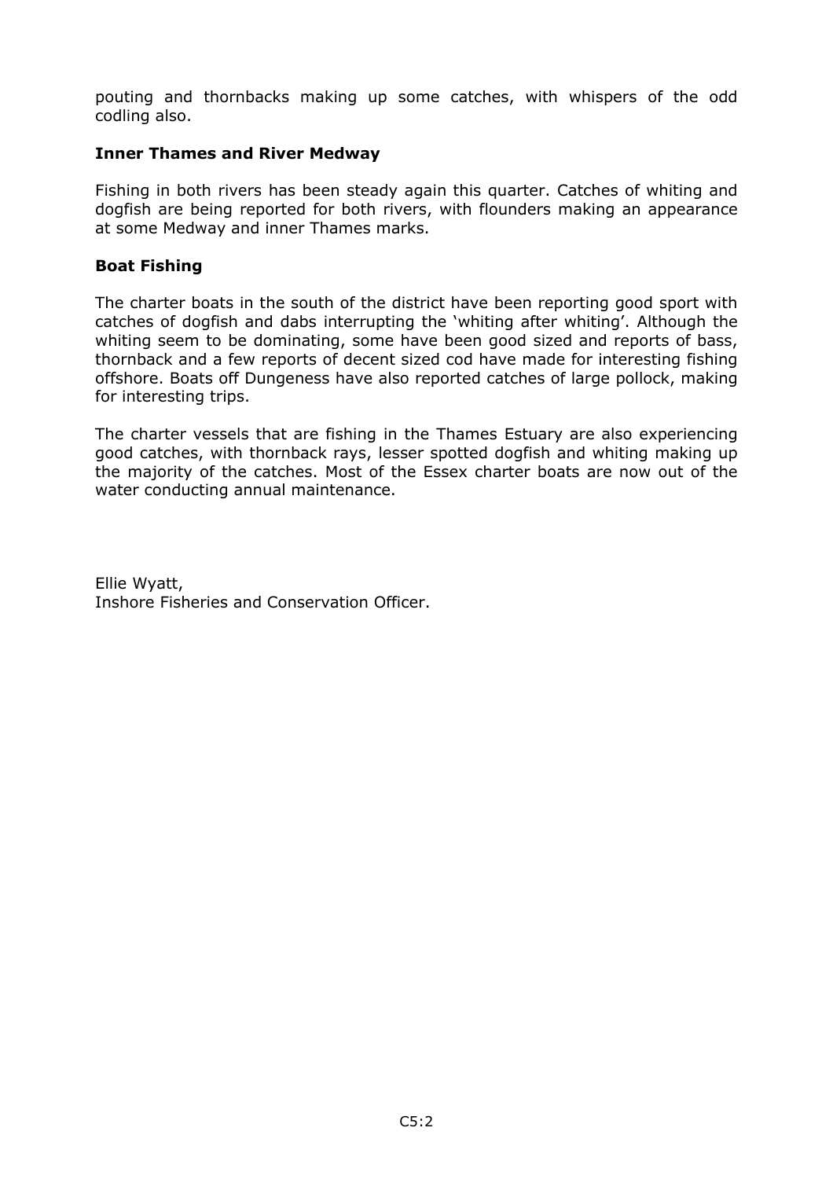pouting and thornbacks making up some catches, with whispers of the odd codling also.

**Inner Thames and River Medway**

Fishing in both rivers has been steady again this quarter. Catches of whiting and dogfish are being reported for both rivers, with flounders making an appearance at some Medway and inner Thames marks.

**Boat Fishing**

The charter boats in the south of the district have been reporting good sport with catches of dogfish and dabs interrupting the 'whiting after whiting'. Although the whiting seem to be dominating, some have been good sized and reports of bass, thornback and a few reports of decent sized cod have made for interesting fishing offshore. Boats off Dungeness have also reported catches of large pollock, making for interesting trips.

The charter vessels that are fishing in the Thames Estuary are also experiencing good catches, with thornback rays, lesser spotted dogfish and whiting making up the majority of the catches. Most of the Essex charter boats are now out of the water conducting annual maintenance.

Ellie Wyatt,
Inshore Fisheries and Conservation Officer.